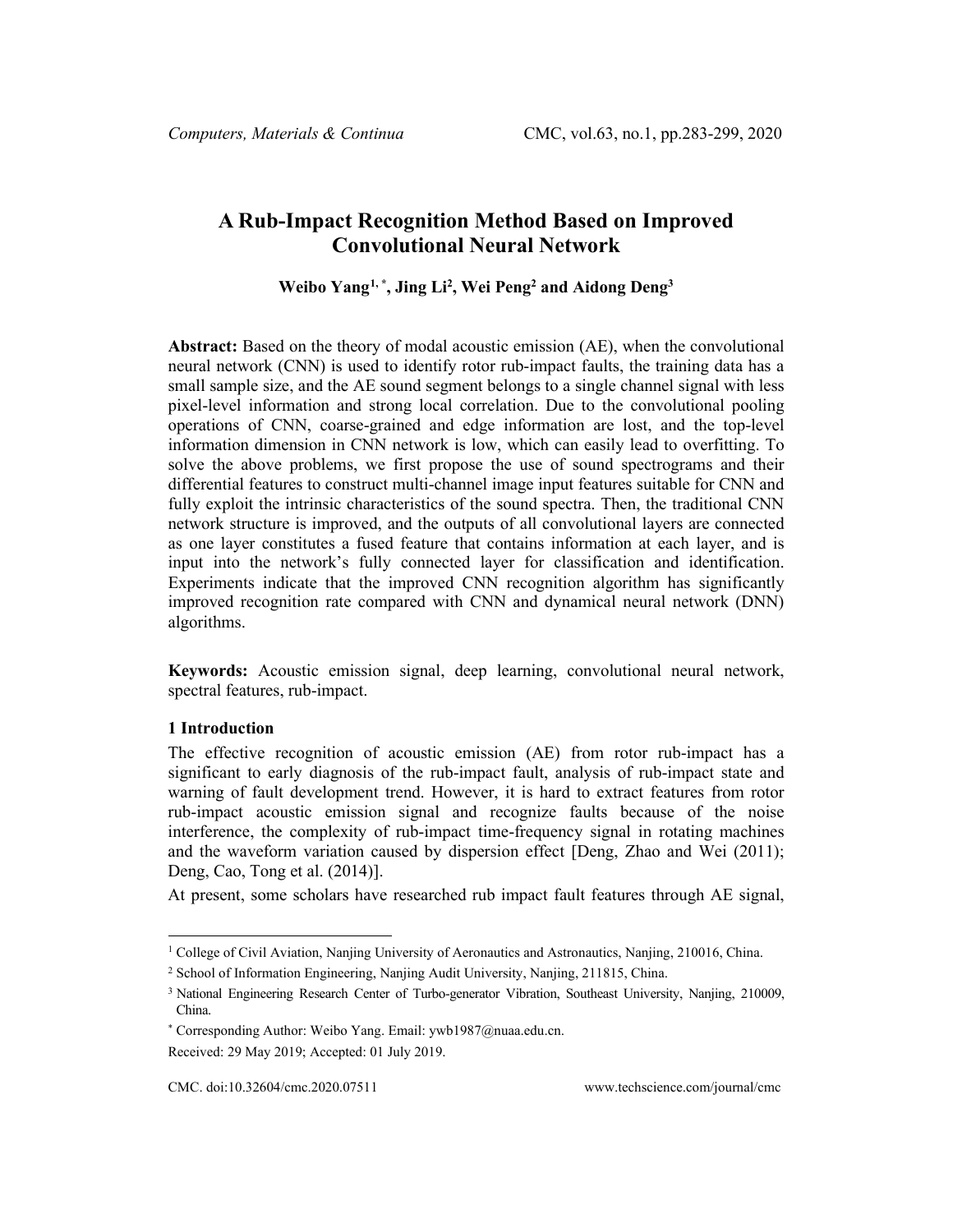# A Rub-Impact Recognition Method Based on Improved Convolutional Neural Network

**Weibo Yang[1,*], Jing Li[2], Wei Peng[2] and Aidong Deng[3]**

**Abstract:** Based on the theory of modal acoustic emission (AE), when the convolutional neural network (CNN) is used to identify rotor rub-impact faults, the training data has a small sample size, and the AE sound segment belongs to a single channel signal with less pixel-level information and strong local correlation. Due to the convolutional pooling operations of CNN, coarse-grained and edge information are lost, and the top-level information dimension in CNN network is low, which can easily lead to overfitting. To solve the above problems, we first propose the use of sound spectrograms and their differential features to construct multi-channel image input features suitable for CNN and fully exploit the intrinsic characteristics of the sound spectra. Then, the traditional CNN network structure is improved, and the outputs of all convolutional layers are connected as one layer constitutes a fused feature that contains information at each layer, and is input into the network's fully connected layer for classification and identification. Experiments indicate that the improved CNN recognition algorithm has significantly improved recognition rate compared with CNN and dynamical neural network (DNN) algorithms.

**Keywords:** Acoustic emission signal, deep learning, convolutional neural network, spectral features, rub-impact.

## 1 Introduction

The effective recognition of acoustic emission (AE) from rotor rub-impact has a significant to early diagnosis of the rub-impact fault, analysis of rub-impact state and warning of fault development trend. However, it is hard to extract features from rotor rub-impact acoustic emission signal and recognize faults because of the noise interference, the complexity of rub-impact time-frequency signal in rotating machines and the waveform variation caused by dispersion effect [Deng, Zhao and Wei (2011); Deng, Cao, Tong et al. (2014)].

At present, some scholars have researched rub impact fault features through AE signal,

---

[1] College of Civil Aviation, Nanjing University of Aeronautics and Astronautics, Nanjing, 210016, China.

[2] School of Information Engineering, Nanjing Audit University, Nanjing, 211815, China.

[3] National Engineering Research Center of Turbo-generator Vibration, Southeast University, Nanjing, 210009, China.

[*] Corresponding Author: Weibo Yang. Email: ywb1987@nuaa.edu.cn.

Received: 29 May 2019; Accepted: 01 July 2019.

CMC. doi:10.32604/cmc.2020.07511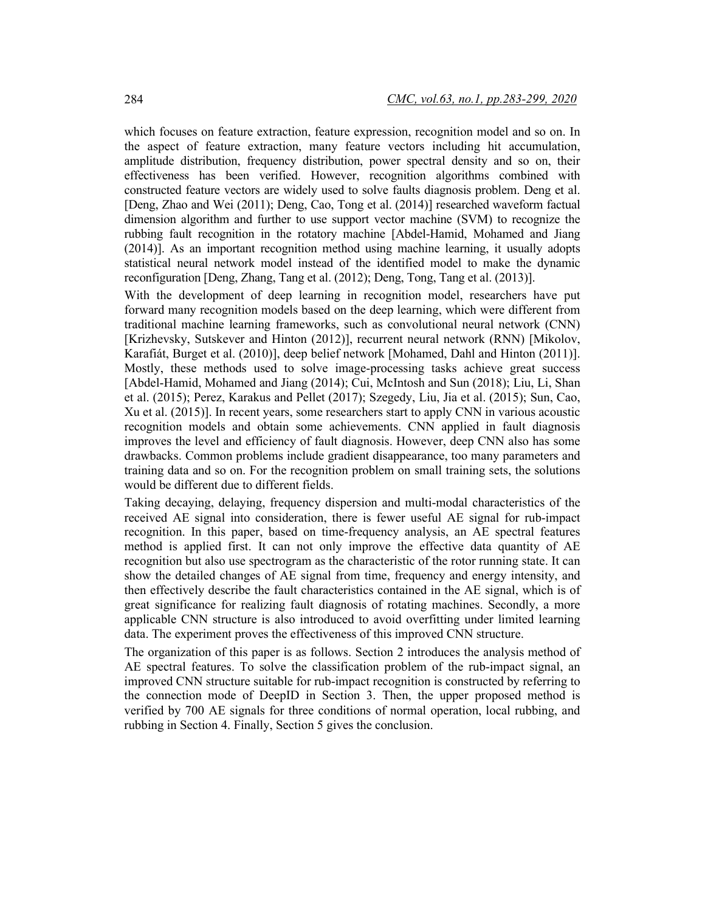which focuses on feature extraction, feature expression, recognition model and so on. In the aspect of feature extraction, many feature vectors including hit accumulation, amplitude distribution, frequency distribution, power spectral density and so on, their effectiveness has been verified. However, recognition algorithms combined with constructed feature vectors are widely used to solve faults diagnosis problem. Deng et al. [Deng, Zhao and Wei (2011); Deng, Cao, Tong et al. (2014)] researched waveform factual dimension algorithm and further to use support vector machine (SVM) to recognize the rubbing fault recognition in the rotatory machine [Abdel-Hamid, Mohamed and Jiang (2014)]. As an important recognition method using machine learning, it usually adopts statistical neural network model instead of the identified model to make the dynamic reconfiguration [Deng, Zhang, Tang et al. (2012); Deng, Tong, Tang et al. (2013)].

With the development of deep learning in recognition model, researchers have put forward many recognition models based on the deep learning, which were different from traditional machine learning frameworks, such as convolutional neural network (CNN) [Krizhevsky, Sutskever and Hinton (2012)], recurrent neural network (RNN) [Mikolov, Karafiát, Burget et al. (2010)], deep belief network [Mohamed, Dahl and Hinton (2011)]. Mostly, these methods used to solve image-processing tasks achieve great success [Abdel-Hamid, Mohamed and Jiang (2014); Cui, McIntosh and Sun (2018); Liu, Li, Shan et al. (2015); Perez, Karakus and Pellet (2017); Szegedy, Liu, Jia et al. (2015); Sun, Cao, Xu et al. (2015)]. In recent years, some researchers start to apply CNN in various acoustic recognition models and obtain some achievements. CNN applied in fault diagnosis improves the level and efficiency of fault diagnosis. However, deep CNN also has some drawbacks. Common problems include gradient disappearance, too many parameters and training data and so on. For the recognition problem on small training sets, the solutions would be different due to different fields.

Taking decaying, delaying, frequency dispersion and multi-modal characteristics of the received AE signal into consideration, there is fewer useful AE signal for rub-impact recognition. In this paper, based on time-frequency analysis, an AE spectral features method is applied first. It can not only improve the effective data quantity of AE recognition but also use spectrogram as the characteristic of the rotor running state. It can show the detailed changes of AE signal from time, frequency and energy intensity, and then effectively describe the fault characteristics contained in the AE signal, which is of great significance for realizing fault diagnosis of rotating machines. Secondly, a more applicable CNN structure is also introduced to avoid overfitting under limited learning data. The experiment proves the effectiveness of this improved CNN structure.

The organization of this paper is as follows. Section 2 introduces the analysis method of AE spectral features. To solve the classification problem of the rub-impact signal, an improved CNN structure suitable for rub-impact recognition is constructed by referring to the connection mode of DeepID in Section 3. Then, the upper proposed method is verified by 700 AE signals for three conditions of normal operation, local rubbing, and rubbing in Section 4. Finally, Section 5 gives the conclusion.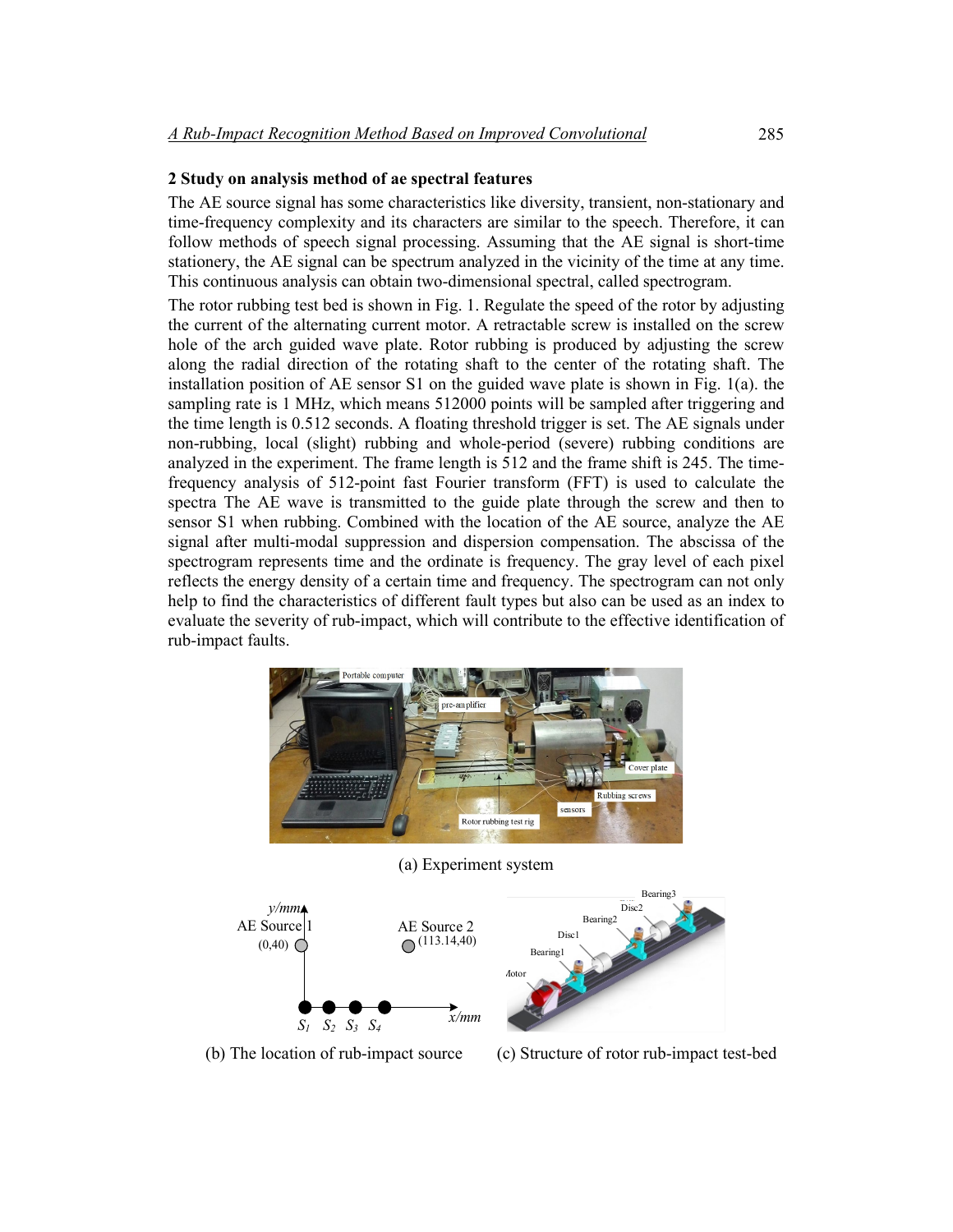## 2 Study on analysis method of ae spectral features

The AE source signal has some characteristics like diversity, transient, non-stationary and time-frequency complexity and its characters are similar to the speech. Therefore, it can follow methods of speech signal processing. Assuming that the AE signal is short-time stationery, the AE signal can be spectrum analyzed in the vicinity of the time at any time. This continuous analysis can obtain two-dimensional spectral, called spectrogram.

The rotor rubbing test bed is shown in Fig. 1. Regulate the speed of the rotor by adjusting the current of the alternating current motor. A retractable screw is installed on the screw hole of the arch guided wave plate. Rotor rubbing is produced by adjusting the screw along the radial direction of the rotating shaft to the center of the rotating shaft. The installation position of AE sensor S1 on the guided wave plate is shown in Fig. 1(a). the sampling rate is 1 MHz, which means 512000 points will be sampled after triggering and the time length is 0.512 seconds. A floating threshold trigger is set. The AE signals under non-rubbing, local (slight) rubbing and whole-period (severe) rubbing conditions are analyzed in the experiment. The frame length is 512 and the frame shift is 245. The time-frequency analysis of 512-point fast Fourier transform (FFT) is used to calculate the spectra The AE wave is transmitted to the guide plate through the screw and then to sensor S1 when rubbing. Combined with the location of the AE source, analyze the AE signal after multi-modal suppression and dispersion compensation. The abscissa of the spectrogram represents time and the ordinate is frequency. The gray level of each pixel reflects the energy density of a certain time and frequency. The spectrogram can not only help to find the characteristics of different fault types but also can be used as an index to evaluate the severity of rub-impact, which will contribute to the effective identification of rub-impact faults.

(a) Experiment system

(b) The location of rub-impact source

(c) Structure of rotor rub-impact test-bed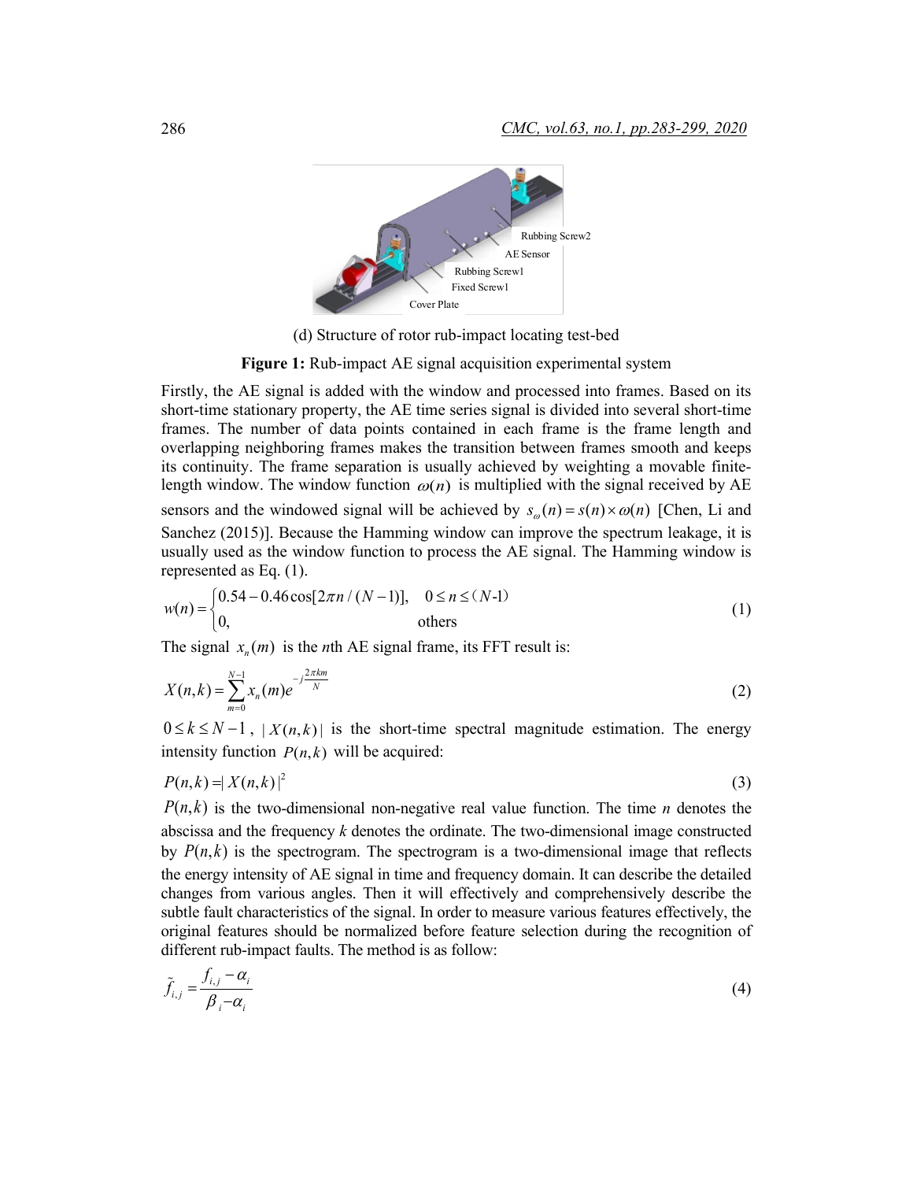(d) Structure of rotor rub-impact locating test-bed

**Figure 1:** Rub-impact AE signal acquisition experimental system

Firstly, the AE signal is added with the window and processed into frames. Based on its short-time stationary property, the AE time series signal is divided into several short-time frames. The number of data points contained in each frame is the frame length and overlapping neighboring frames makes the transition between frames smooth and keeps its continuity. The frame separation is usually achieved by weighting a movable finite-length window. The window function $\omega(n)$ is multiplied with the signal received by AE sensors and the windowed signal will be achieved by $s_{\omega}(n) = s(n) \times \omega(n)$ [Chen, Li and Sanchez (2015)]. Because the Hamming window can improve the spectrum leakage, it is usually used as the window function to process the AE signal. The Hamming window is represented as Eq. (1).

$$w(n) = \begin{cases} 0.54 - 0.46\cos[2\pi n/(N-1)], & 0 \le n \le (N\text{-}1) \\ 0, & \text{others} \end{cases} \tag{1}$$

The signal $x_n(m)$ is the $n$th AE signal frame, its FFT result is:

$$X(n,k) = \sum_{m=0}^{N-1} x_n(m) e^{-j\frac{2\pi km}{N}} \tag{2}$$

$0 \le k \le N-1$, $|X(n,k)|$ is the short-time spectral magnitude estimation. The energy intensity function $P(n,k)$ will be acquired:

$$P(n,k) = |X(n,k)|^2 \tag{3}$$

$P(n,k)$ is the two-dimensional non-negative real value function. The time $n$ denotes the abscissa and the frequency $k$ denotes the ordinate. The two-dimensional image constructed by $P(n,k)$ is the spectrogram. The spectrogram is a two-dimensional image that reflects the energy intensity of AE signal in time and frequency domain. It can describe the detailed changes from various angles. Then it will effectively and comprehensively describe the subtle fault characteristics of the signal. In order to measure various features effectively, the original features should be normalized before feature selection during the recognition of different rub-impact faults. The method is as follow:

$$\tilde{f}_{i,j} = \frac{f_{i,j} - \alpha_i}{\beta_i - \alpha_i} \tag{4}$$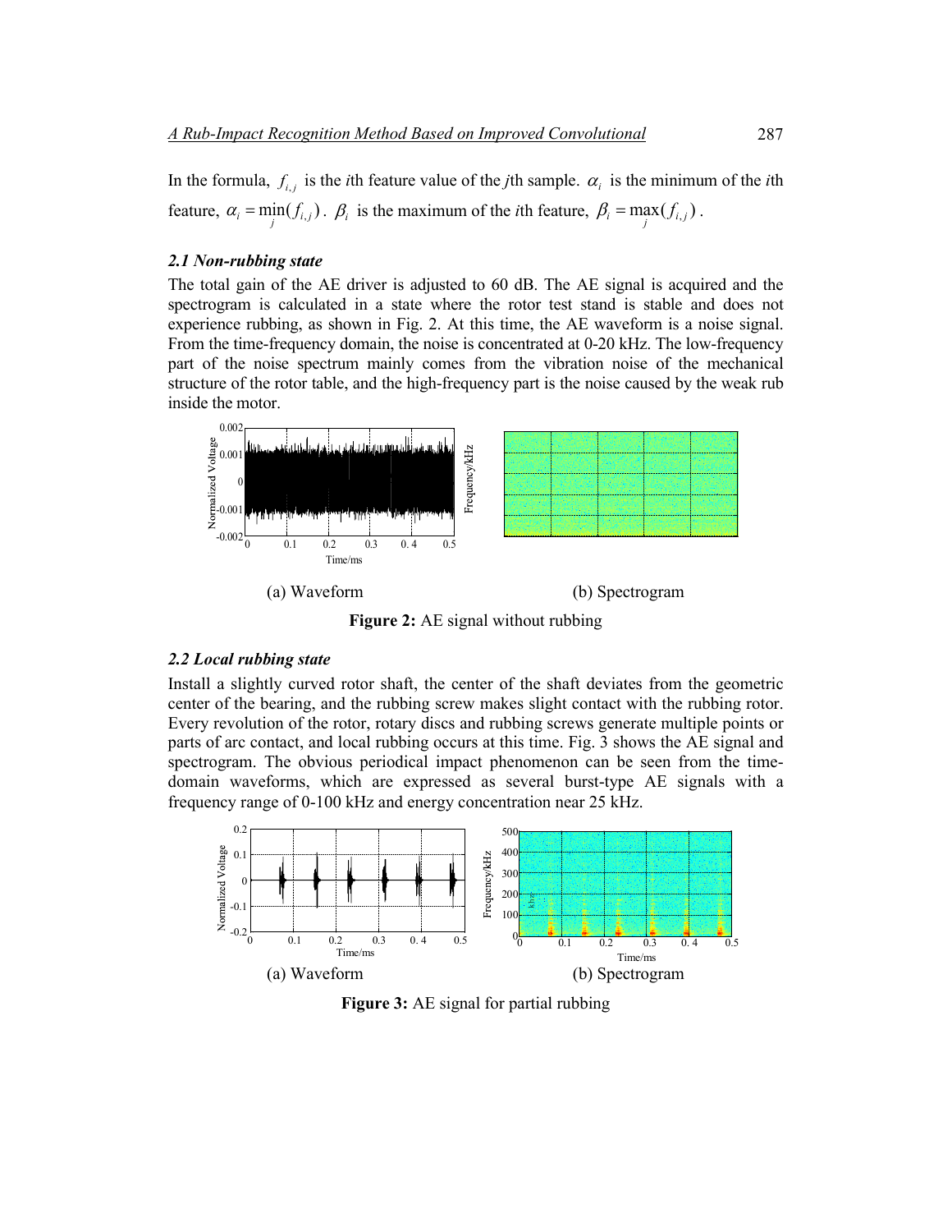In the formula, $f_{i,j}$ is the $i$th feature value of the $j$th sample. $\alpha_i$ is the minimum of the $i$th feature, $\alpha_i = \min_j(f_{i,j})$. $\beta_i$ is the maximum of the $i$th feature, $\beta_i = \max_j(f_{i,j})$.

### *2.1 Non-rubbing state*

The total gain of the AE driver is adjusted to 60 dB. The AE signal is acquired and the spectrogram is calculated in a state where the rotor test stand is stable and does not experience rubbing, as shown in Fig. 2. At this time, the AE waveform is a noise signal. From the time-frequency domain, the noise is concentrated at 0-20 kHz. The low-frequency part of the noise spectrum mainly comes from the vibration noise of the mechanical structure of the rotor table, and the high-frequency part is the noise caused by the weak rub inside the motor.

(a) Waveform (b) Spectrogram

**Figure 2:** AE signal without rubbing

### *2.2 Local rubbing state*

Install a slightly curved rotor shaft, the center of the shaft deviates from the geometric center of the bearing, and the rubbing screw makes slight contact with the rubbing rotor. Every revolution of the rotor, rotary discs and rubbing screws generate multiple points or parts of arc contact, and local rubbing occurs at this time. Fig. 3 shows the AE signal and spectrogram. The obvious periodical impact phenomenon can be seen from the time-domain waveforms, which are expressed as several burst-type AE signals with a frequency range of 0-100 kHz and energy concentration near 25 kHz.

(a) Waveform (b) Spectrogram

**Figure 3:** AE signal for partial rubbing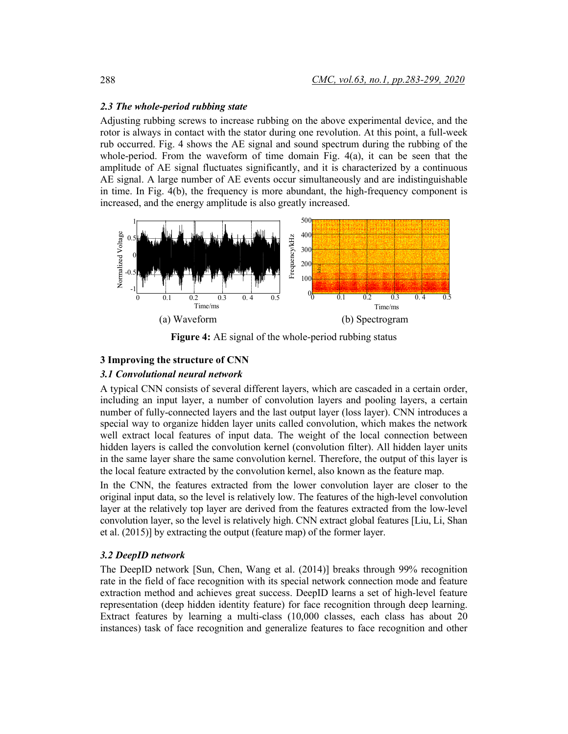### *2.3 The whole-period rubbing state*

Adjusting rubbing screws to increase rubbing on the above experimental device, and the rotor is always in contact with the stator during one revolution. At this point, a full-week rub occurred. Fig. 4 shows the AE signal and sound spectrum during the rubbing of the whole-period. From the waveform of time domain Fig. 4(a), it can be seen that the amplitude of AE signal fluctuates significantly, and it is characterized by a continuous AE signal. A large number of AE events occur simultaneously and are indistinguishable in time. In Fig. 4(b), the frequency is more abundant, the high-frequency component is increased, and the energy amplitude is also greatly increased.

(a) Waveform (b) Spectrogram

**Figure 4:** AE signal of the whole-period rubbing status

## 3 Improving the structure of CNN

### *3.1 Convolutional neural network*

A typical CNN consists of several different layers, which are cascaded in a certain order, including an input layer, a number of convolution layers and pooling layers, a certain number of fully-connected layers and the last output layer (loss layer). CNN introduces a special way to organize hidden layer units called convolution, which makes the network well extract local features of input data. The weight of the local connection between hidden layers is called the convolution kernel (convolution filter). All hidden layer units in the same layer share the same convolution kernel. Therefore, the output of this layer is the local feature extracted by the convolution kernel, also known as the feature map.

In the CNN, the features extracted from the lower convolution layer are closer to the original input data, so the level is relatively low. The features of the high-level convolution layer at the relatively top layer are derived from the features extracted from the low-level convolution layer, so the level is relatively high. CNN extract global features [Liu, Li, Shan et al. (2015)] by extracting the output (feature map) of the former layer.

### *3.2 DeepID network*

The DeepID network [Sun, Chen, Wang et al. (2014)] breaks through 99% recognition rate in the field of face recognition with its special network connection mode and feature extraction method and achieves great success. DeepID learns a set of high-level feature representation (deep hidden identity feature) for face recognition through deep learning. Extract features by learning a multi-class (10,000 classes, each class has about 20 instances) task of face recognition and generalize features to face recognition and other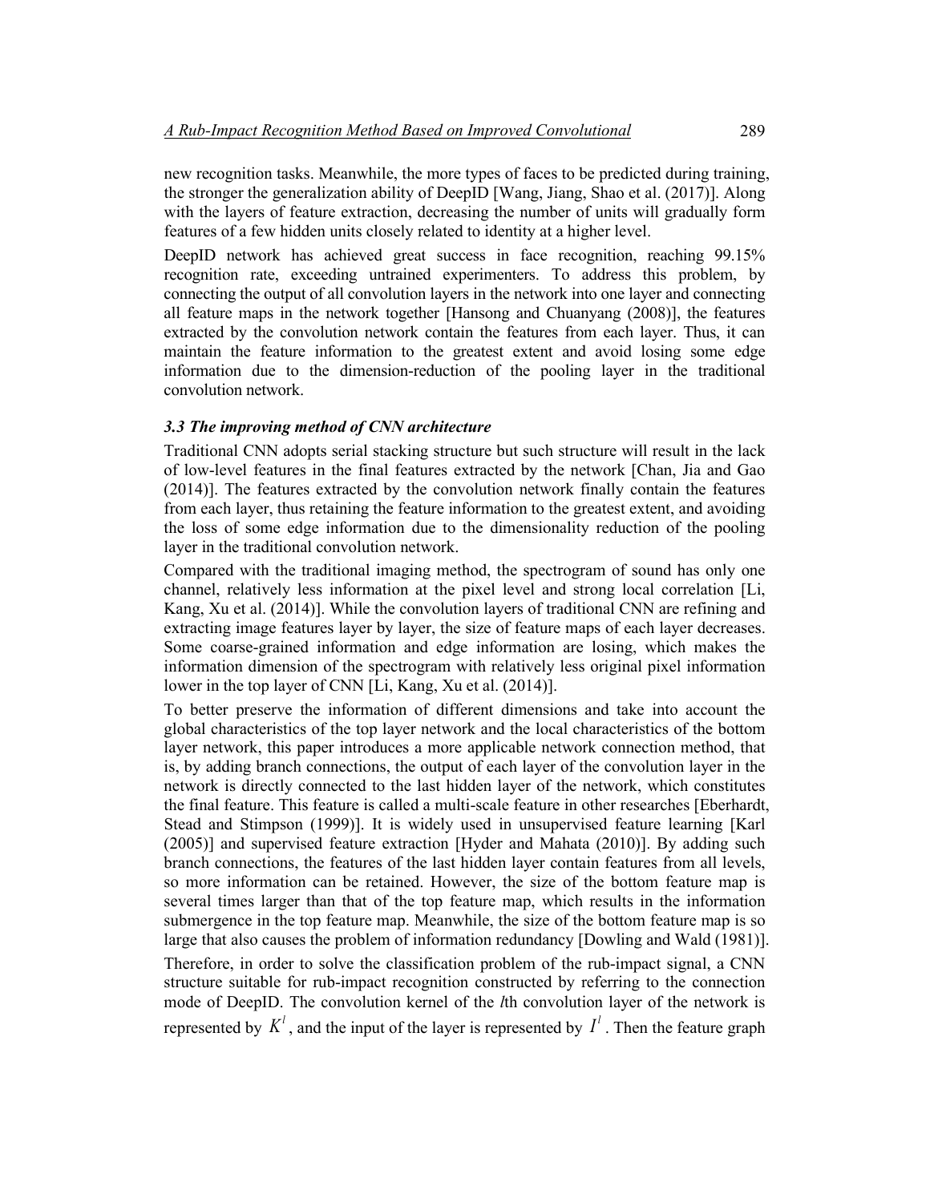new recognition tasks. Meanwhile, the more types of faces to be predicted during training, the stronger the generalization ability of DeepID [Wang, Jiang, Shao et al. (2017)]. Along with the layers of feature extraction, decreasing the number of units will gradually form features of a few hidden units closely related to identity at a higher level.

DeepID network has achieved great success in face recognition, reaching 99.15% recognition rate, exceeding untrained experimenters. To address this problem, by connecting the output of all convolution layers in the network into one layer and connecting all feature maps in the network together [Hansong and Chuanyang (2008)], the features extracted by the convolution network contain the features from each layer. Thus, it can maintain the feature information to the greatest extent and avoid losing some edge information due to the dimension-reduction of the pooling layer in the traditional convolution network.

### *3.3 The improving method of CNN architecture*

Traditional CNN adopts serial stacking structure but such structure will result in the lack of low-level features in the final features extracted by the network [Chan, Jia and Gao (2014)]. The features extracted by the convolution network finally contain the features from each layer, thus retaining the feature information to the greatest extent, and avoiding the loss of some edge information due to the dimensionality reduction of the pooling layer in the traditional convolution network.

Compared with the traditional imaging method, the spectrogram of sound has only one channel, relatively less information at the pixel level and strong local correlation [Li, Kang, Xu et al. (2014)]. While the convolution layers of traditional CNN are refining and extracting image features layer by layer, the size of feature maps of each layer decreases. Some coarse-grained information and edge information are losing, which makes the information dimension of the spectrogram with relatively less original pixel information lower in the top layer of CNN [Li, Kang, Xu et al. (2014)].

To better preserve the information of different dimensions and take into account the global characteristics of the top layer network and the local characteristics of the bottom layer network, this paper introduces a more applicable network connection method, that is, by adding branch connections, the output of each layer of the convolution layer in the network is directly connected to the last hidden layer of the network, which constitutes the final feature. This feature is called a multi-scale feature in other researches [Eberhardt, Stead and Stimpson (1999)]. It is widely used in unsupervised feature learning [Karl (2005)] and supervised feature extraction [Hyder and Mahata (2010)]. By adding such branch connections, the features of the last hidden layer contain features from all levels, so more information can be retained. However, the size of the bottom feature map is several times larger than that of the top feature map, which results in the information submergence in the top feature map. Meanwhile, the size of the bottom feature map is so large that also causes the problem of information redundancy [Dowling and Wald (1981)].

Therefore, in order to solve the classification problem of the rub-impact signal, a CNN structure suitable for rub-impact recognition constructed by referring to the connection mode of DeepID. The convolution kernel of the $l$th convolution layer of the network is represented by $K^l$, and the input of the layer is represented by $I^l$. Then the feature graph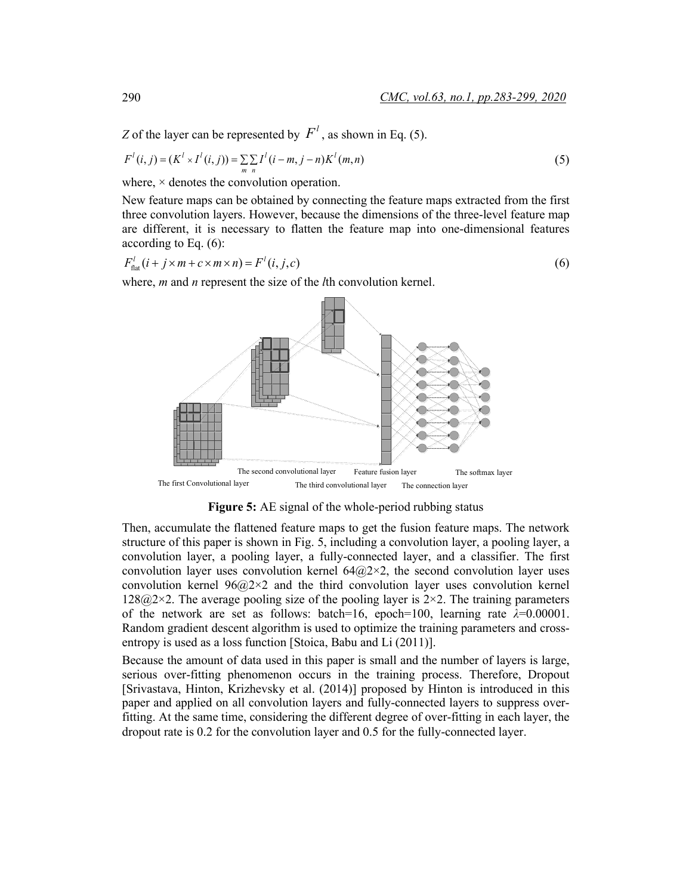*Z* of the layer can be represented by $F^l$, as shown in Eq. (5).

$$F^l(i,j) = (K^l \times I^l(i,j)) = \sum_m \sum_n I^l(i-m, j-n) K^l(m,n) \tag{5}$$

where, × denotes the convolution operation.

New feature maps can be obtained by connecting the feature maps extracted from the first three convolution layers. However, because the dimensions of the three-level feature map are different, it is necessary to flatten the feature map into one-dimensional features according to Eq. (6):

$$F^l_{\text{flat}}(i + j \times m + c \times m \times n) = F^l(i,j,c) \tag{6}$$

where, *m* and *n* represent the size of the *l*th convolution kernel.

The second convolutional layer   Feature fusion layer   The softmax layer

The first Convolutional layer   The third convolutional layer   The connection layer

**Figure 5:** AE signal of the whole-period rubbing status

Then, accumulate the flattened feature maps to get the fusion feature maps. The network structure of this paper is shown in Fig. 5, including a convolution layer, a pooling layer, a convolution layer, a pooling layer, a fully-connected layer, and a classifier. The first convolution layer uses convolution kernel 64@2×2, the second convolution layer uses convolution kernel 96@2×2 and the third convolution layer uses convolution kernel 128@2×2. The average pooling size of the pooling layer is 2×2. The training parameters of the network are set as follows: batch=16, epoch=100, learning rate $\lambda$=0.00001. Random gradient descent algorithm is used to optimize the training parameters and cross-entropy is used as a loss function [Stoica, Babu and Li (2011)].

Because the amount of data used in this paper is small and the number of layers is large, serious over-fitting phenomenon occurs in the training process. Therefore, Dropout [Srivastava, Hinton, Krizhevsky et al. (2014)] proposed by Hinton is introduced in this paper and applied on all convolution layers and fully-connected layers to suppress over-fitting. At the same time, considering the different degree of over-fitting in each layer, the dropout rate is 0.2 for the convolution layer and 0.5 for the fully-connected layer.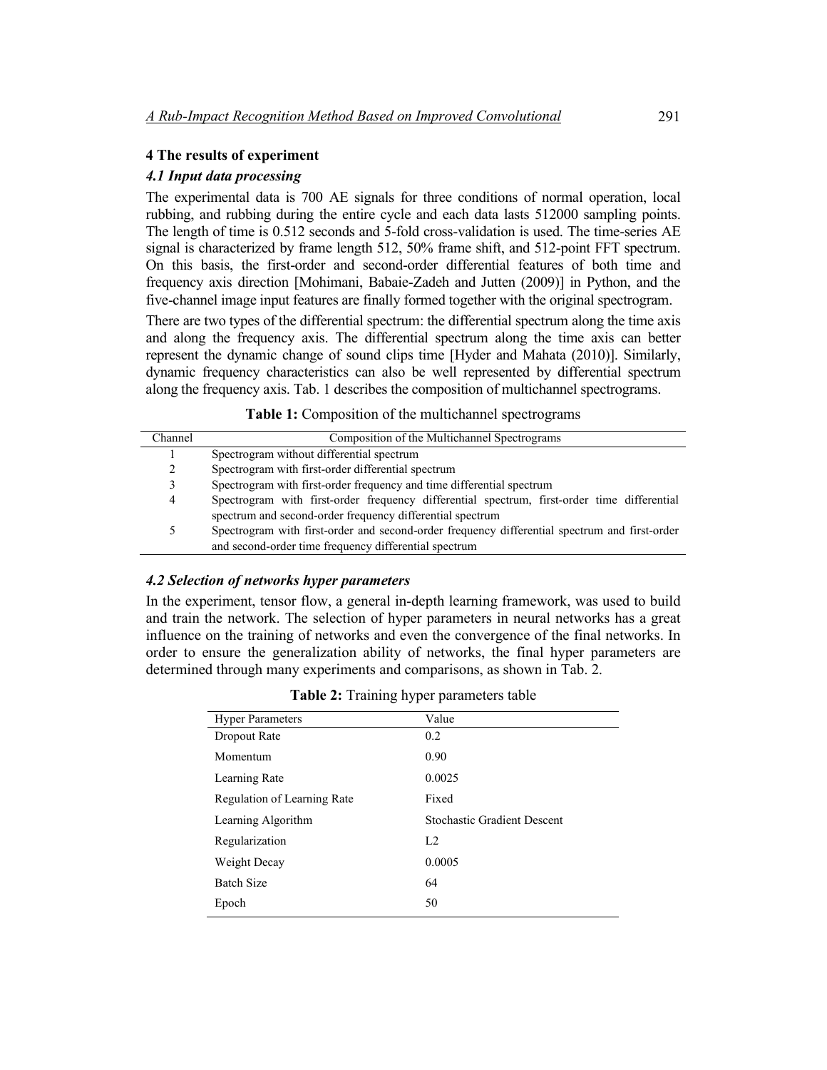## 4 The results of experiment

### *4.1 Input data processing*

The experimental data is 700 AE signals for three conditions of normal operation, local rubbing, and rubbing during the entire cycle and each data lasts 512000 sampling points. The length of time is 0.512 seconds and 5-fold cross-validation is used. The time-series AE signal is characterized by frame length 512, 50% frame shift, and 512-point FFT spectrum. On this basis, the first-order and second-order differential features of both time and frequency axis direction [Mohimani, Babaie-Zadeh and Jutten (2009)] in Python, and the five-channel image input features are finally formed together with the original spectrogram.

There are two types of the differential spectrum: the differential spectrum along the time axis and along the frequency axis. The differential spectrum along the time axis can better represent the dynamic change of sound clips time [Hyder and Mahata (2010)]. Similarly, dynamic frequency characteristics can also be well represented by differential spectrum along the frequency axis. Tab. 1 describes the composition of multichannel spectrograms.

**Table 1:** Composition of the multichannel spectrograms

| Channel | Composition of the Multichannel Spectrograms |
|---|---|
| 1 | Spectrogram without differential spectrum |
| 2 | Spectrogram with first-order differential spectrum |
| 3 | Spectrogram with first-order frequency and time differential spectrum |
| 4 | Spectrogram with first-order frequency differential spectrum, first-order time differential spectrum and second-order frequency differential spectrum |
| 5 | Spectrogram with first-order and second-order frequency differential spectrum and first-order and second-order time frequency differential spectrum |

### *4.2 Selection of networks hyper parameters*

In the experiment, tensor flow, a general in-depth learning framework, was used to build and train the network. The selection of hyper parameters in neural networks has a great influence on the training of networks and even the convergence of the final networks. In order to ensure the generalization ability of networks, the final hyper parameters are determined through many experiments and comparisons, as shown in Tab. 2.

**Table 2:** Training hyper parameters table

| Hyper Parameters | Value |
|---|---|
| Dropout Rate | 0.2 |
| Momentum | 0.90 |
| Learning Rate | 0.0025 |
| Regulation of Learning Rate | Fixed |
| Learning Algorithm | Stochastic Gradient Descent |
| Regularization | L2 |
| Weight Decay | 0.0005 |
| Batch Size | 64 |
| Epoch | 50 |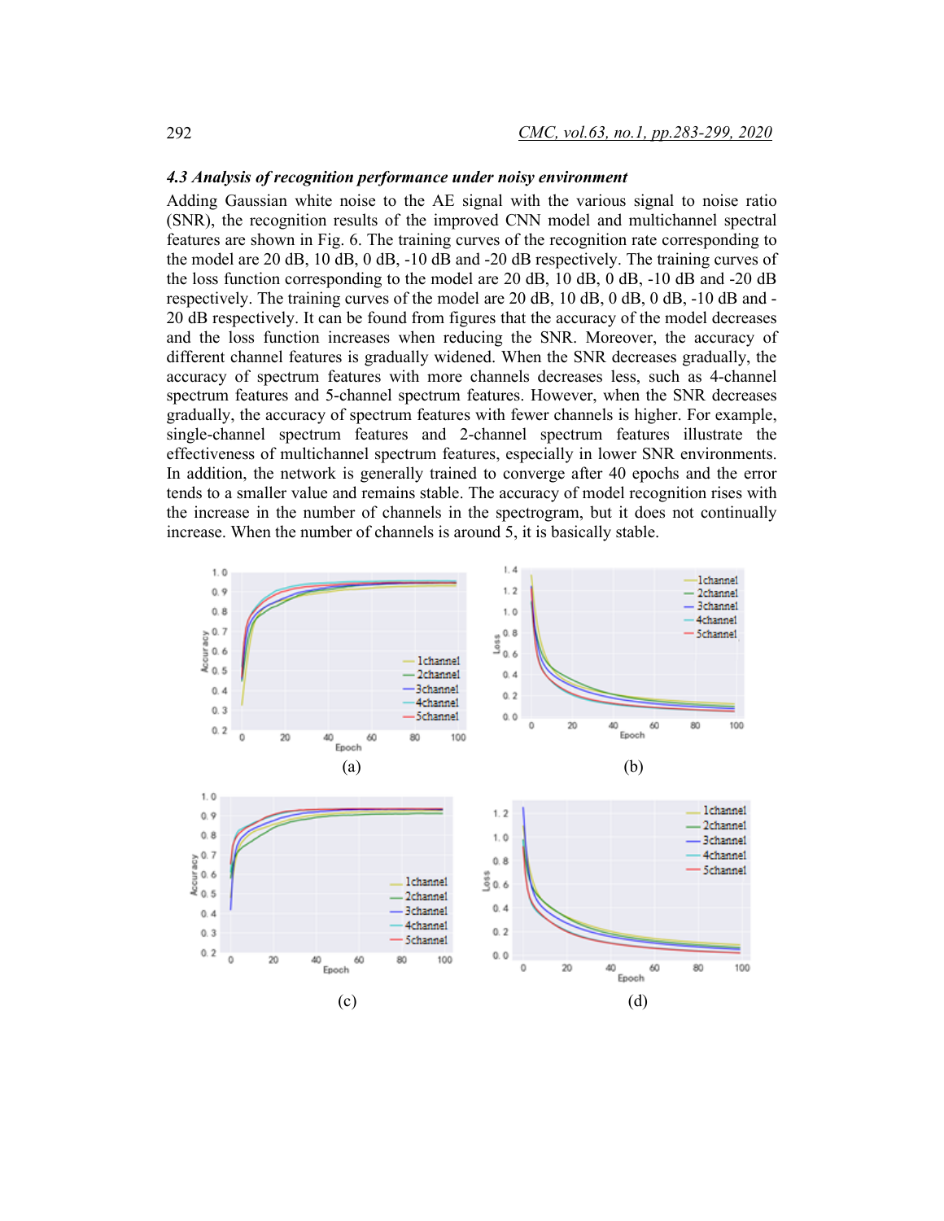### *4.3 Analysis of recognition performance under noisy environment*

Adding Gaussian white noise to the AE signal with the various signal to noise ratio (SNR), the recognition results of the improved CNN model and multichannel spectral features are shown in Fig. 6. The training curves of the recognition rate corresponding to the model are 20 dB, 10 dB, 0 dB, -10 dB and -20 dB respectively. The training curves of the loss function corresponding to the model are 20 dB, 10 dB, 0 dB, -10 dB and -20 dB respectively. The training curves of the model are 20 dB, 10 dB, 0 dB, 0 dB, -10 dB and -20 dB respectively. It can be found from figures that the accuracy of the model decreases and the loss function increases when reducing the SNR. Moreover, the accuracy of different channel features is gradually widened. When the SNR decreases gradually, the accuracy of spectrum features with more channels decreases less, such as 4-channel spectrum features and 5-channel spectrum features. However, when the SNR decreases gradually, the accuracy of spectrum features with fewer channels is higher. For example, single-channel spectrum features and 2-channel spectrum features illustrate the effectiveness of multichannel spectrum features, especially in lower SNR environments. In addition, the network is generally trained to converge after 40 epochs and the error tends to a smaller value and remains stable. The accuracy of model recognition rises with the increase in the number of channels in the spectrogram, but it does not continually increase. When the number of channels is around 5, it is basically stable.

(a)

(b)

(c)

(d)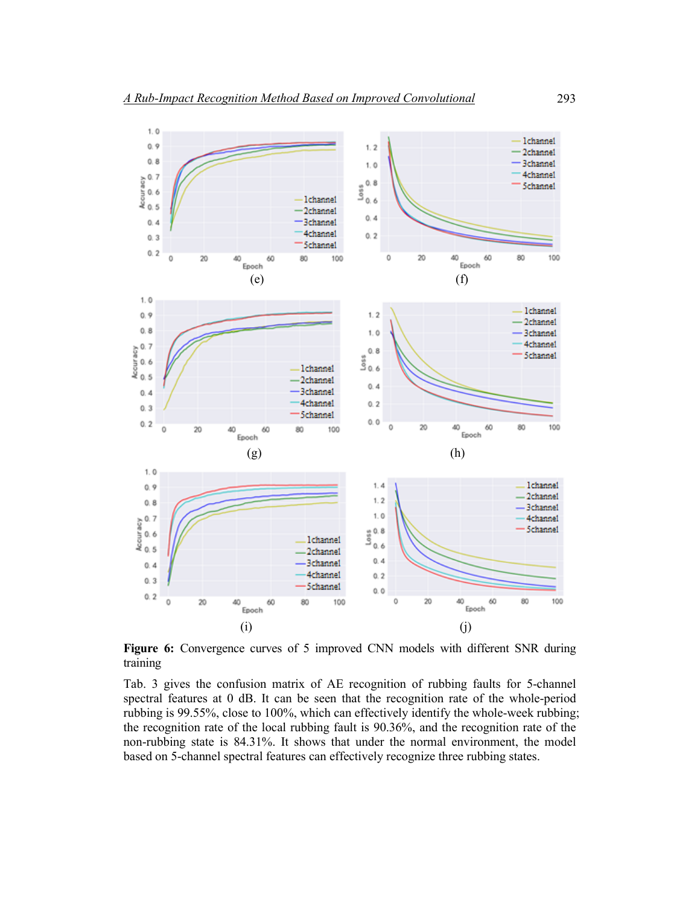(e)

(f)

(g)

(h)

(i)

(j)

**Figure 6:** Convergence curves of 5 improved CNN models with different SNR during training

Tab. 3 gives the confusion matrix of AE recognition of rubbing faults for 5-channel spectral features at 0 dB. It can be seen that the recognition rate of the whole-period rubbing is 99.55%, close to 100%, which can effectively identify the whole-week rubbing; the recognition rate of the local rubbing fault is 90.36%, and the recognition rate of the non-rubbing state is 84.31%. It shows that under the normal environment, the model based on 5-channel spectral features can effectively recognize three rubbing states.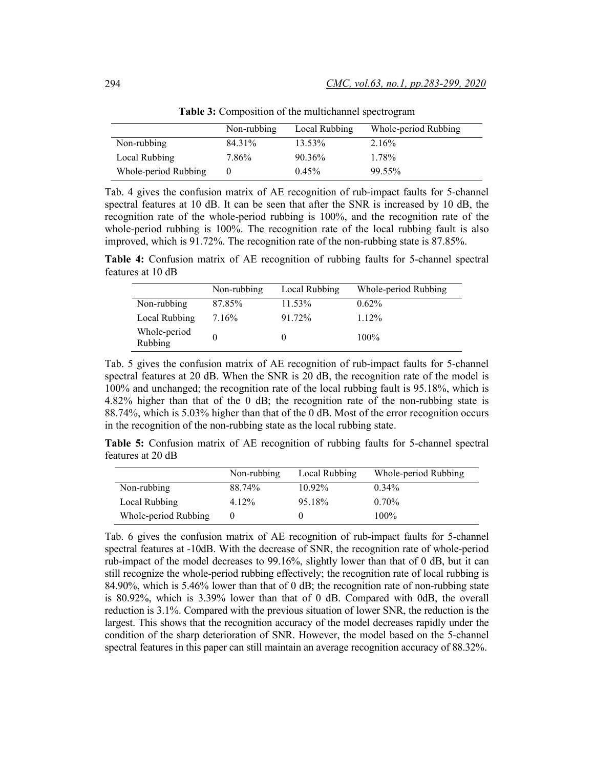**Table 3:** Composition of the multichannel spectrogram

| | Non-rubbing | Local Rubbing | Whole-period Rubbing |
|---|---|---|---|
| Non-rubbing | 84.31% | 13.53% | 2.16% |
| Local Rubbing | 7.86% | 90.36% | 1.78% |
| Whole-period Rubbing | 0 | 0.45% | 99.55% |

Tab. 4 gives the confusion matrix of AE recognition of rub-impact faults for 5-channel spectral features at 10 dB. It can be seen that after the SNR is increased by 10 dB, the recognition rate of the whole-period rubbing is 100%, and the recognition rate of the whole-period rubbing is 100%. The recognition rate of the local rubbing fault is also improved, which is 91.72%. The recognition rate of the non-rubbing state is 87.85%.

**Table 4:** Confusion matrix of AE recognition of rubbing faults for 5-channel spectral features at 10 dB

| | Non-rubbing | Local Rubbing | Whole-period Rubbing |
|---|---|---|---|
| Non-rubbing | 87.85% | 11.53% | 0.62% |
| Local Rubbing | 7.16% | 91.72% | 1.12% |
| Whole-period Rubbing | 0 | 0 | 100% |

Tab. 5 gives the confusion matrix of AE recognition of rub-impact faults for 5-channel spectral features at 20 dB. When the SNR is 20 dB, the recognition rate of the model is 100% and unchanged; the recognition rate of the local rubbing fault is 95.18%, which is 4.82% higher than that of the 0 dB; the recognition rate of the non-rubbing state is 88.74%, which is 5.03% higher than that of the 0 dB. Most of the error recognition occurs in the recognition of the non-rubbing state as the local rubbing state.

**Table 5:** Confusion matrix of AE recognition of rubbing faults for 5-channel spectral features at 20 dB

| | Non-rubbing | Local Rubbing | Whole-period Rubbing |
|---|---|---|---|
| Non-rubbing | 88.74% | 10.92% | 0.34% |
| Local Rubbing | 4.12% | 95.18% | 0.70% |
| Whole-period Rubbing | 0 | 0 | 100% |

Tab. 6 gives the confusion matrix of AE recognition of rub-impact faults for 5-channel spectral features at -10dB. With the decrease of SNR, the recognition rate of whole-period rub-impact of the model decreases to 99.16%, slightly lower than that of 0 dB, but it can still recognize the whole-period rubbing effectively; the recognition rate of local rubbing is 84.90%, which is 5.46% lower than that of 0 dB; the recognition rate of non-rubbing state is 80.92%, which is 3.39% lower than that of 0 dB. Compared with 0dB, the overall reduction is 3.1%. Compared with the previous situation of lower SNR, the reduction is the largest. This shows that the recognition accuracy of the model decreases rapidly under the condition of the sharp deterioration of SNR. However, the model based on the 5-channel spectral features in this paper can still maintain an average recognition accuracy of 88.32%.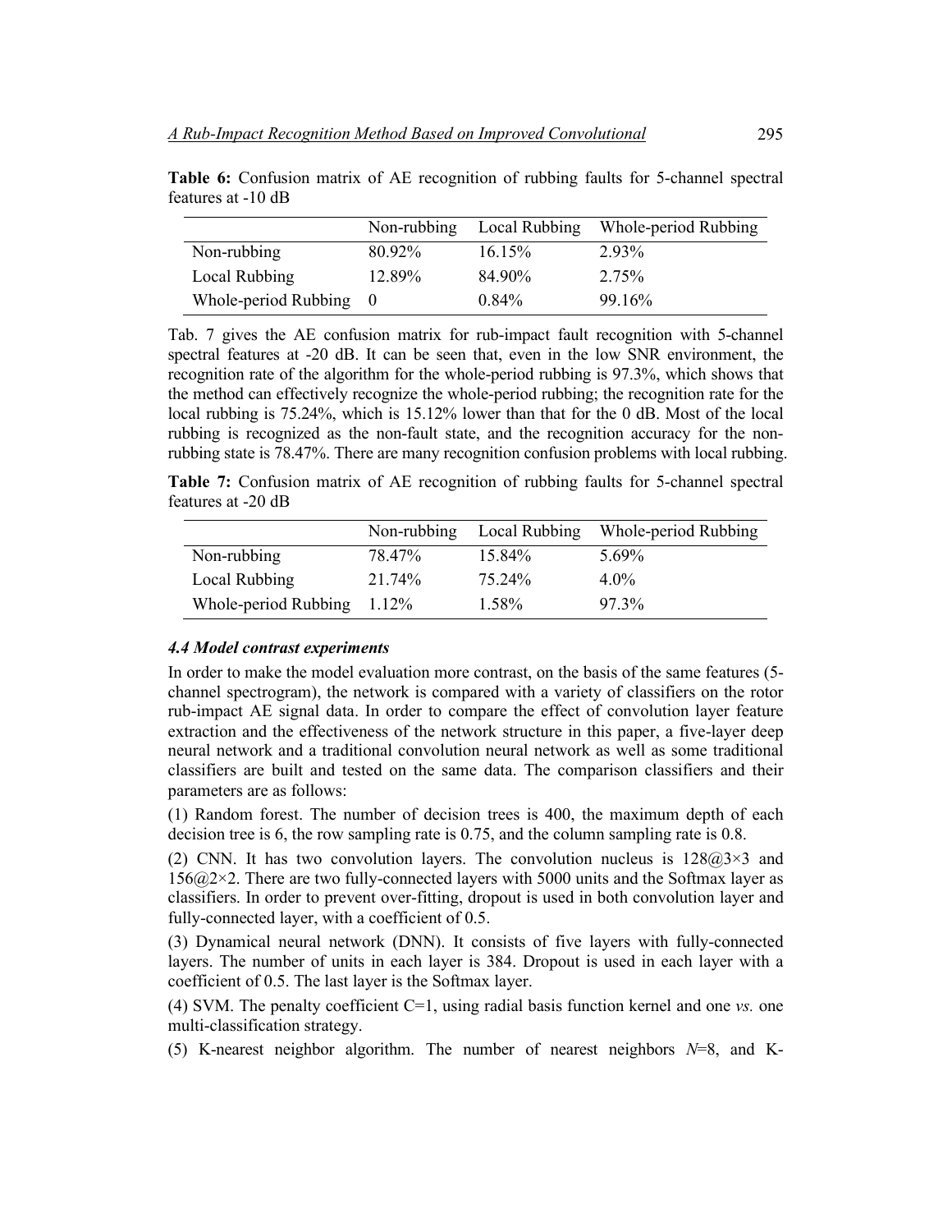**Table 6:** Confusion matrix of AE recognition of rubbing faults for 5-channel spectral features at -10 dB

| | Non-rubbing | Local Rubbing | Whole-period Rubbing |
|---|---|---|---|
| Non-rubbing | 80.92% | 16.15% | 2.93% |
| Local Rubbing | 12.89% | 84.90% | 2.75% |
| Whole-period Rubbing | 0 | 0.84% | 99.16% |

Tab. 7 gives the AE confusion matrix for rub-impact fault recognition with 5-channel spectral features at -20 dB. It can be seen that, even in the low SNR environment, the recognition rate of the algorithm for the whole-period rubbing is 97.3%, which shows that the method can effectively recognize the whole-period rubbing; the recognition rate for the local rubbing is 75.24%, which is 15.12% lower than that for the 0 dB. Most of the local rubbing is recognized as the non-fault state, and the recognition accuracy for the non-rubbing state is 78.47%. There are many recognition confusion problems with local rubbing.

**Table 7:** Confusion matrix of AE recognition of rubbing faults for 5-channel spectral features at -20 dB

| | Non-rubbing | Local Rubbing | Whole-period Rubbing |
|---|---|---|---|
| Non-rubbing | 78.47% | 15.84% | 5.69% |
| Local Rubbing | 21.74% | 75.24% | 4.0% |
| Whole-period Rubbing | 1.12% | 1.58% | 97.3% |

### *4.4 Model contrast experiments*

In order to make the model evaluation more contrast, on the basis of the same features (5-channel spectrogram), the network is compared with a variety of classifiers on the rotor rub-impact AE signal data. In order to compare the effect of convolution layer feature extraction and the effectiveness of the network structure in this paper, a five-layer deep neural network and a traditional convolution neural network as well as some traditional classifiers are built and tested on the same data. The comparison classifiers and their parameters are as follows:

(1) Random forest. The number of decision trees is 400, the maximum depth of each decision tree is 6, the row sampling rate is 0.75, and the column sampling rate is 0.8.

(2) CNN. It has two convolution layers. The convolution nucleus is 128@3×3 and 156@2×2. There are two fully-connected layers with 5000 units and the Softmax layer as classifiers. In order to prevent over-fitting, dropout is used in both convolution layer and fully-connected layer, with a coefficient of 0.5.

(3) Dynamical neural network (DNN). It consists of five layers with fully-connected layers. The number of units in each layer is 384. Dropout is used in each layer with a coefficient of 0.5. The last layer is the Softmax layer.

(4) SVM. The penalty coefficient C=1, using radial basis function kernel and one *vs.* one multi-classification strategy.

(5) K-nearest neighbor algorithm. The number of nearest neighbors $N$=8, and K-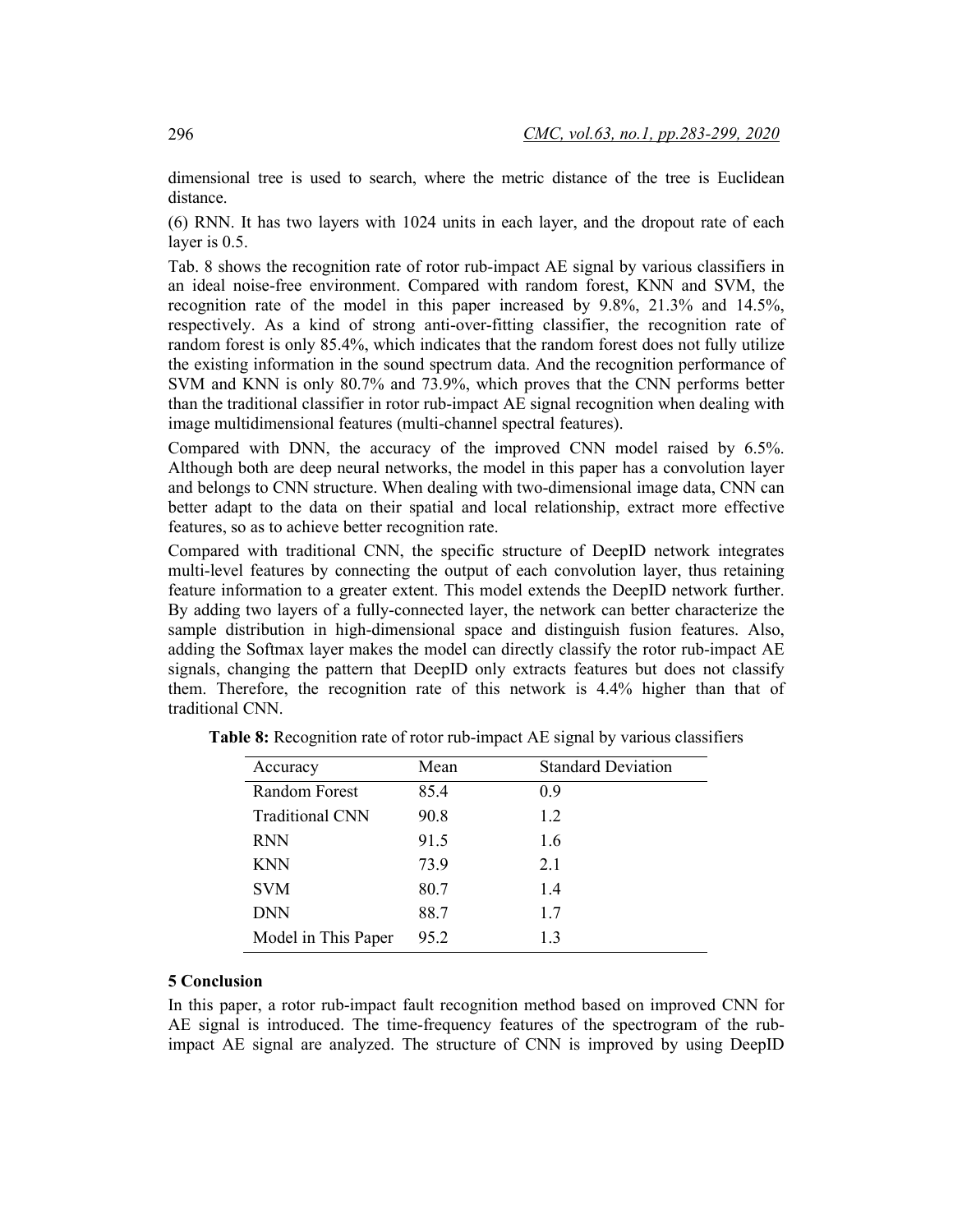dimensional tree is used to search, where the metric distance of the tree is Euclidean distance.

(6) RNN. It has two layers with 1024 units in each layer, and the dropout rate of each layer is 0.5.

Tab. 8 shows the recognition rate of rotor rub-impact AE signal by various classifiers in an ideal noise-free environment. Compared with random forest, KNN and SVM, the recognition rate of the model in this paper increased by 9.8%, 21.3% and 14.5%, respectively. As a kind of strong anti-over-fitting classifier, the recognition rate of random forest is only 85.4%, which indicates that the random forest does not fully utilize the existing information in the sound spectrum data. And the recognition performance of SVM and KNN is only 80.7% and 73.9%, which proves that the CNN performs better than the traditional classifier in rotor rub-impact AE signal recognition when dealing with image multidimensional features (multi-channel spectral features).

Compared with DNN, the accuracy of the improved CNN model raised by 6.5%. Although both are deep neural networks, the model in this paper has a convolution layer and belongs to CNN structure. When dealing with two-dimensional image data, CNN can better adapt to the data on their spatial and local relationship, extract more effective features, so as to achieve better recognition rate.

Compared with traditional CNN, the specific structure of DeepID network integrates multi-level features by connecting the output of each convolution layer, thus retaining feature information to a greater extent. This model extends the DeepID network further. By adding two layers of a fully-connected layer, the network can better characterize the sample distribution in high-dimensional space and distinguish fusion features. Also, adding the Softmax layer makes the model can directly classify the rotor rub-impact AE signals, changing the pattern that DeepID only extracts features but does not classify them. Therefore, the recognition rate of this network is 4.4% higher than that of traditional CNN.

**Table 8:** Recognition rate of rotor rub-impact AE signal by various classifiers

| Accuracy | Mean | Standard Deviation |
|---|---|---|
| Random Forest | 85.4 | 0.9 |
| Traditional CNN | 90.8 | 1.2 |
| RNN | 91.5 | 1.6 |
| KNN | 73.9 | 2.1 |
| SVM | 80.7 | 1.4 |
| DNN | 88.7 | 1.7 |
| Model in This Paper | 95.2 | 1.3 |

## 5 Conclusion

In this paper, a rotor rub-impact fault recognition method based on improved CNN for AE signal is introduced. The time-frequency features of the spectrogram of the rub-impact AE signal are analyzed. The structure of CNN is improved by using DeepID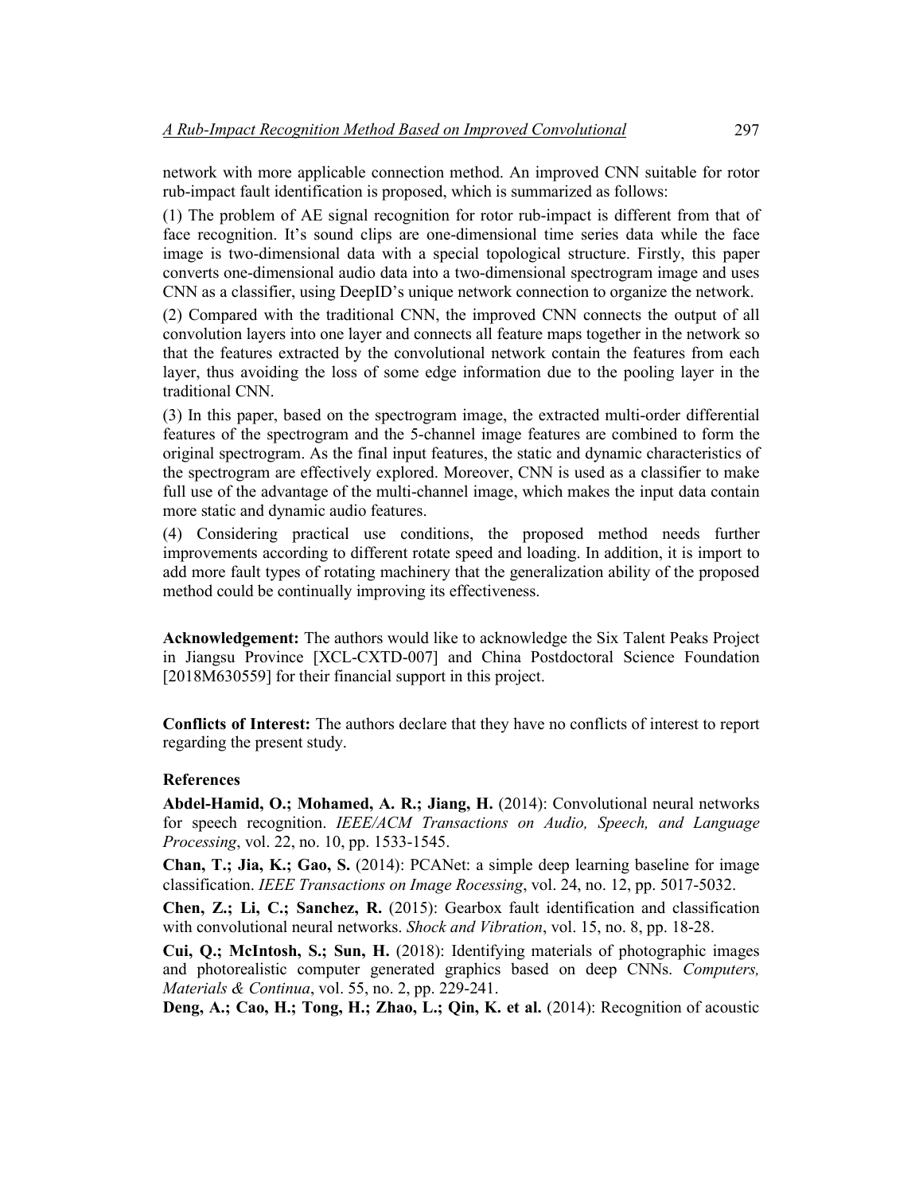network with more applicable connection method. An improved CNN suitable for rotor rub-impact fault identification is proposed, which is summarized as follows:

(1) The problem of AE signal recognition for rotor rub-impact is different from that of face recognition. It's sound clips are one-dimensional time series data while the face image is two-dimensional data with a special topological structure. Firstly, this paper converts one-dimensional audio data into a two-dimensional spectrogram image and uses CNN as a classifier, using DeepID's unique network connection to organize the network.

(2) Compared with the traditional CNN, the improved CNN connects the output of all convolution layers into one layer and connects all feature maps together in the network so that the features extracted by the convolutional network contain the features from each layer, thus avoiding the loss of some edge information due to the pooling layer in the traditional CNN.

(3) In this paper, based on the spectrogram image, the extracted multi-order differential features of the spectrogram and the 5-channel image features are combined to form the original spectrogram. As the final input features, the static and dynamic characteristics of the spectrogram are effectively explored. Moreover, CNN is used as a classifier to make full use of the advantage of the multi-channel image, which makes the input data contain more static and dynamic audio features.

(4) Considering practical use conditions, the proposed method needs further improvements according to different rotate speed and loading. In addition, it is import to add more fault types of rotating machinery that the generalization ability of the proposed method could be continually improving its effectiveness.

**Acknowledgement:** The authors would like to acknowledge the Six Talent Peaks Project in Jiangsu Province [XCL-CXTD-007] and China Postdoctoral Science Foundation [2018M630559] for their financial support in this project.

**Conflicts of Interest:** The authors declare that they have no conflicts of interest to report regarding the present study.

**References**

**Abdel-Hamid, O.; Mohamed, A. R.; Jiang, H.** (2014): Convolutional neural networks for speech recognition. *IEEE/ACM Transactions on Audio, Speech, and Language Processing*, vol. 22, no. 10, pp. 1533-1545.

**Chan, T.; Jia, K.; Gao, S.** (2014): PCANet: a simple deep learning baseline for image classification. *IEEE Transactions on Image Rocessing*, vol. 24, no. 12, pp. 5017-5032.

**Chen, Z.; Li, C.; Sanchez, R.** (2015): Gearbox fault identification and classification with convolutional neural networks. *Shock and Vibration*, vol. 15, no. 8, pp. 18-28.

**Cui, Q.; McIntosh, S.; Sun, H.** (2018): Identifying materials of photographic images and photorealistic computer generated graphics based on deep CNNs. *Computers, Materials & Continua*, vol. 55, no. 2, pp. 229-241.

**Deng, A.; Cao, H.; Tong, H.; Zhao, L.; Qin, K. et al.** (2014): Recognition of acoustic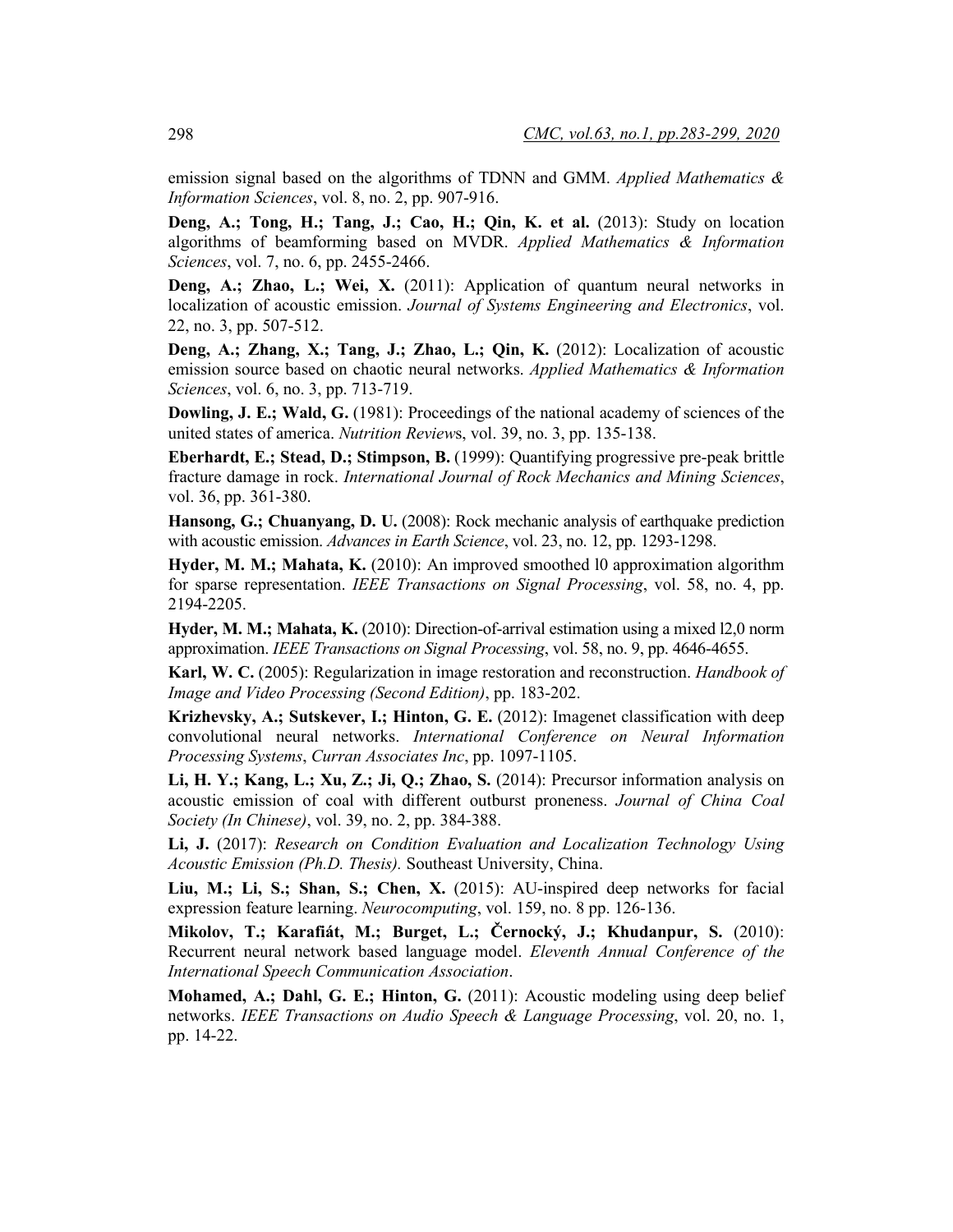emission signal based on the algorithms of TDNN and GMM. *Applied Mathematics & Information Sciences*, vol. 8, no. 2, pp. 907-916.

**Deng, A.; Tong, H.; Tang, J.; Cao, H.; Qin, K. et al.** (2013): Study on location algorithms of beamforming based on MVDR. *Applied Mathematics & Information Sciences*, vol. 7, no. 6, pp. 2455-2466.

**Deng, A.; Zhao, L.; Wei, X.** (2011): Application of quantum neural networks in localization of acoustic emission. *Journal of Systems Engineering and Electronics*, vol. 22, no. 3, pp. 507-512.

**Deng, A.; Zhang, X.; Tang, J.; Zhao, L.; Qin, K.** (2012): Localization of acoustic emission source based on chaotic neural networks. *Applied Mathematics & Information Sciences*, vol. 6, no. 3, pp. 713-719.

**Dowling, J. E.; Wald, G.** (1981): Proceedings of the national academy of sciences of the united states of america. *Nutrition Reviews*, vol. 39, no. 3, pp. 135-138.

**Eberhardt, E.; Stead, D.; Stimpson, B.** (1999): Quantifying progressive pre-peak brittle fracture damage in rock. *International Journal of Rock Mechanics and Mining Sciences*, vol. 36, pp. 361-380.

**Hansong, G.; Chuanyang, D. U.** (2008): Rock mechanic analysis of earthquake prediction with acoustic emission. *Advances in Earth Science*, vol. 23, no. 12, pp. 1293-1298.

**Hyder, M. M.; Mahata, K.** (2010): An improved smoothed l0 approximation algorithm for sparse representation. *IEEE Transactions on Signal Processing*, vol. 58, no. 4, pp. 2194-2205.

**Hyder, M. M.; Mahata, K.** (2010): Direction-of-arrival estimation using a mixed l2,0 norm approximation. *IEEE Transactions on Signal Processing*, vol. 58, no. 9, pp. 4646-4655.

**Karl, W. C.** (2005): Regularization in image restoration and reconstruction. *Handbook of Image and Video Processing (Second Edition)*, pp. 183-202.

**Krizhevsky, A.; Sutskever, I.; Hinton, G. E.** (2012): Imagenet classification with deep convolutional neural networks. *International Conference on Neural Information Processing Systems*, *Curran Associates Inc*, pp. 1097-1105.

**Li, H. Y.; Kang, L.; Xu, Z.; Ji, Q.; Zhao, S.** (2014): Precursor information analysis on acoustic emission of coal with different outburst proneness. *Journal of China Coal Society (In Chinese)*, vol. 39, no. 2, pp. 384-388.

**Li, J.** (2017): *Research on Condition Evaluation and Localization Technology Using Acoustic Emission (Ph.D. Thesis).* Southeast University, China.

**Liu, M.; Li, S.; Shan, S.; Chen, X.** (2015): AU-inspired deep networks for facial expression feature learning. *Neurocomputing*, vol. 159, no. 8 pp. 126-136.

**Mikolov, T.; Karafiát, M.; Burget, L.; Černocký, J.; Khudanpur, S.** (2010): Recurrent neural network based language model. *Eleventh Annual Conference of the International Speech Communication Association*.

**Mohamed, A.; Dahl, G. E.; Hinton, G.** (2011): Acoustic modeling using deep belief networks. *IEEE Transactions on Audio Speech & Language Processing*, vol. 20, no. 1, pp. 14-22.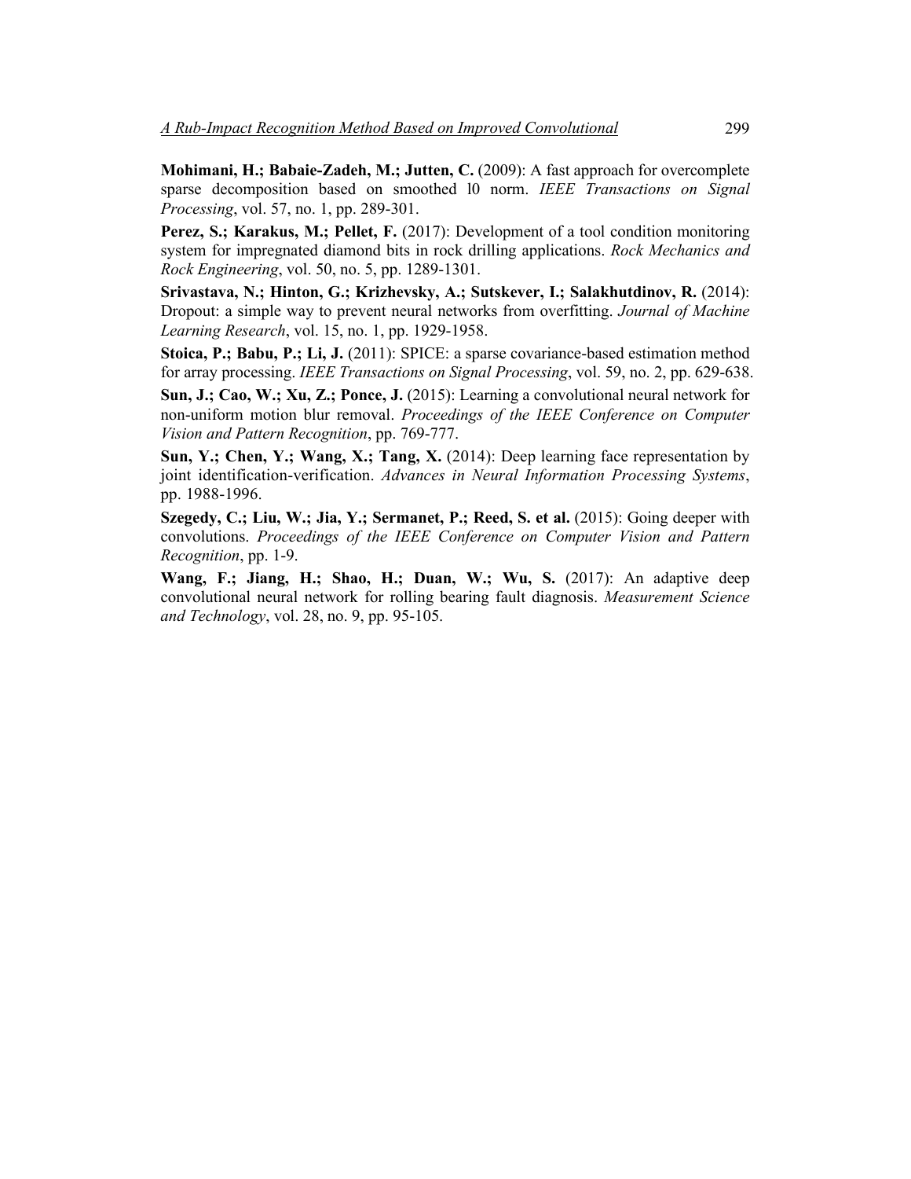**Mohimani, H.; Babaie-Zadeh, M.; Jutten, C.** (2009): A fast approach for overcomplete sparse decomposition based on smoothed l0 norm. *IEEE Transactions on Signal Processing*, vol. 57, no. 1, pp. 289-301.

**Perez, S.; Karakus, M.; Pellet, F.** (2017): Development of a tool condition monitoring system for impregnated diamond bits in rock drilling applications. *Rock Mechanics and Rock Engineering*, vol. 50, no. 5, pp. 1289-1301.

**Srivastava, N.; Hinton, G.; Krizhevsky, A.; Sutskever, I.; Salakhutdinov, R.** (2014): Dropout: a simple way to prevent neural networks from overfitting. *Journal of Machine Learning Research*, vol. 15, no. 1, pp. 1929-1958.

**Stoica, P.; Babu, P.; Li, J.** (2011): SPICE: a sparse covariance-based estimation method for array processing. *IEEE Transactions on Signal Processing*, vol. 59, no. 2, pp. 629-638.

**Sun, J.; Cao, W.; Xu, Z.; Ponce, J.** (2015): Learning a convolutional neural network for non-uniform motion blur removal. *Proceedings of the IEEE Conference on Computer Vision and Pattern Recognition*, pp. 769-777.

**Sun, Y.; Chen, Y.; Wang, X.; Tang, X.** (2014): Deep learning face representation by joint identification-verification. *Advances in Neural Information Processing Systems*, pp. 1988-1996.

**Szegedy, C.; Liu, W.; Jia, Y.; Sermanet, P.; Reed, S. et al.** (2015): Going deeper with convolutions. *Proceedings of the IEEE Conference on Computer Vision and Pattern Recognition*, pp. 1-9.

**Wang, F.; Jiang, H.; Shao, H.; Duan, W.; Wu, S.** (2017): An adaptive deep convolutional neural network for rolling bearing fault diagnosis. *Measurement Science and Technology*, vol. 28, no. 9, pp. 95-105.